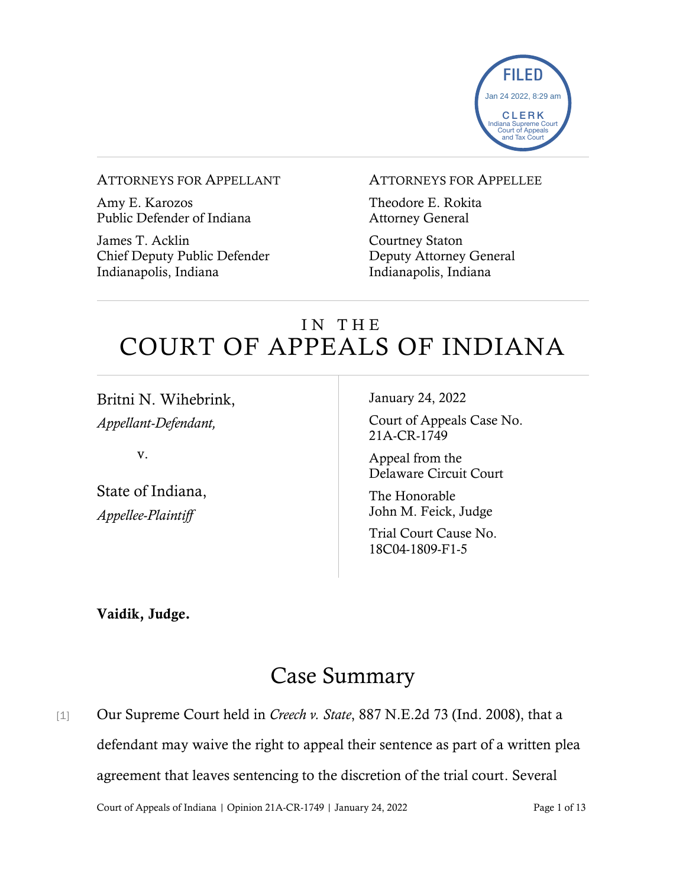FILED
Jan 24 2022, 8:29 am
CLERK
Indiana Supreme Court
Court of Appeals
and Tax Court

ATTORNEYS FOR APPELLANT

Amy E. Karozos
Public Defender of Indiana

James T. Acklin
Chief Deputy Public Defender
Indianapolis, Indiana

ATTORNEYS FOR APPELLEE

Theodore E. Rokita
Attorney General

Courtney Staton
Deputy Attorney General
Indianapolis, Indiana

# IN THE COURT OF APPEALS OF INDIANA

Britni N. Wihebrink,
*Appellant-Defendant,*

v.

State of Indiana,
*Appellee-Plaintiff*

January 24, 2022

Court of Appeals Case No. 21A-CR-1749

Appeal from the Delaware Circuit Court

The Honorable John M. Feick, Judge

Trial Court Cause No. 18C04-1809-F1-5

**Vaidik, Judge.**

## Case Summary

[1] Our Supreme Court held in *Creech v. State*, 887 N.E.2d 73 (Ind. 2008), that a defendant may waive the right to appeal their sentence as part of a written plea agreement that leaves sentencing to the discretion of the trial court. Several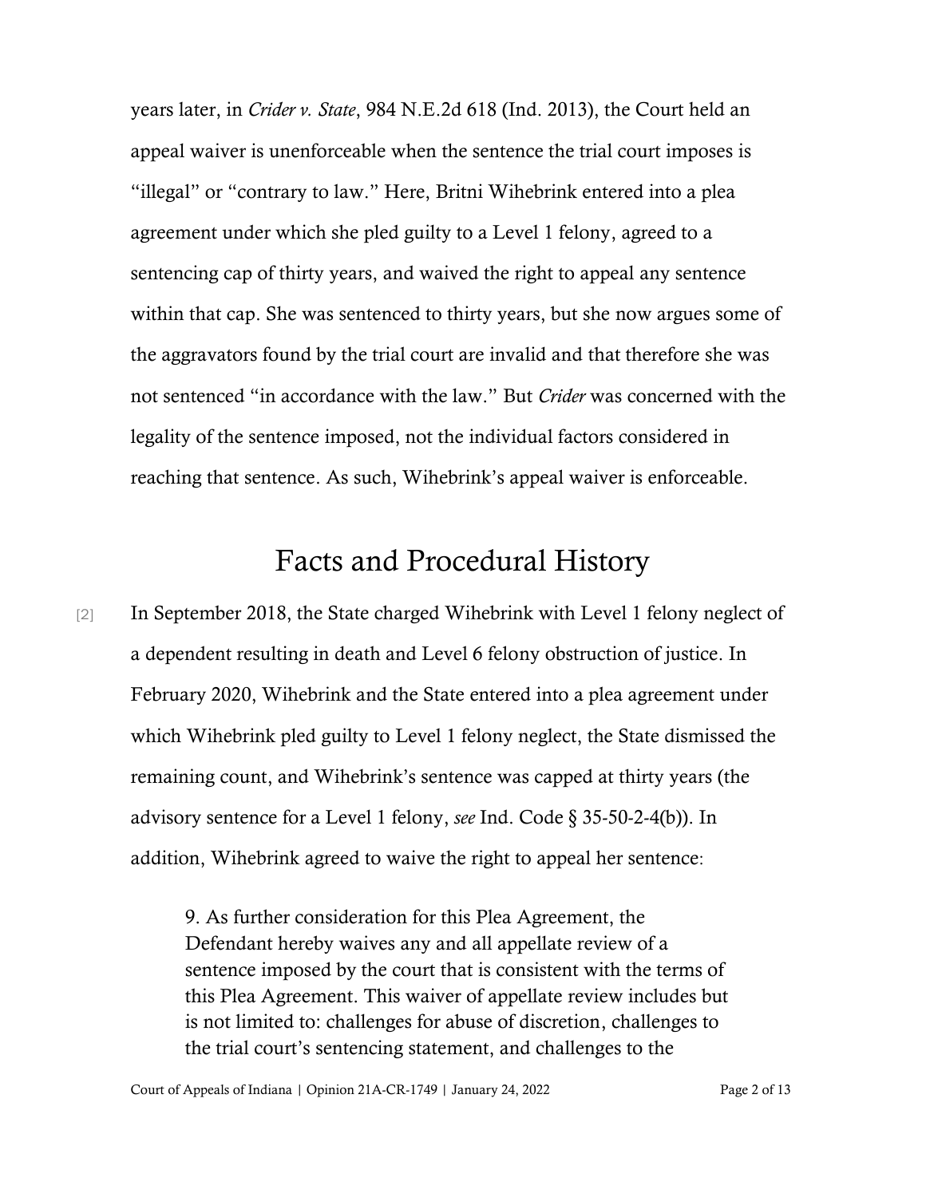years later, in *Crider v. State*, 984 N.E.2d 618 (Ind. 2013), the Court held an appeal waiver is unenforceable when the sentence the trial court imposes is "illegal" or "contrary to law." Here, Britni Wihebrink entered into a plea agreement under which she pled guilty to a Level 1 felony, agreed to a sentencing cap of thirty years, and waived the right to appeal any sentence within that cap. She was sentenced to thirty years, but she now argues some of the aggravators found by the trial court are invalid and that therefore she was not sentenced "in accordance with the law." But *Crider* was concerned with the legality of the sentence imposed, not the individual factors considered in reaching that sentence. As such, Wihebrink's appeal waiver is enforceable.

# Facts and Procedural History

[2] In September 2018, the State charged Wihebrink with Level 1 felony neglect of a dependent resulting in death and Level 6 felony obstruction of justice. In February 2020, Wihebrink and the State entered into a plea agreement under which Wihebrink pled guilty to Level 1 felony neglect, the State dismissed the remaining count, and Wihebrink's sentence was capped at thirty years (the advisory sentence for a Level 1 felony, *see* Ind. Code § 35-50-2-4(b)). In addition, Wihebrink agreed to waive the right to appeal her sentence:

> 9. As further consideration for this Plea Agreement, the Defendant hereby waives any and all appellate review of a sentence imposed by the court that is consistent with the terms of this Plea Agreement. This waiver of appellate review includes but is not limited to: challenges for abuse of discretion, challenges to the trial court's sentencing statement, and challenges to the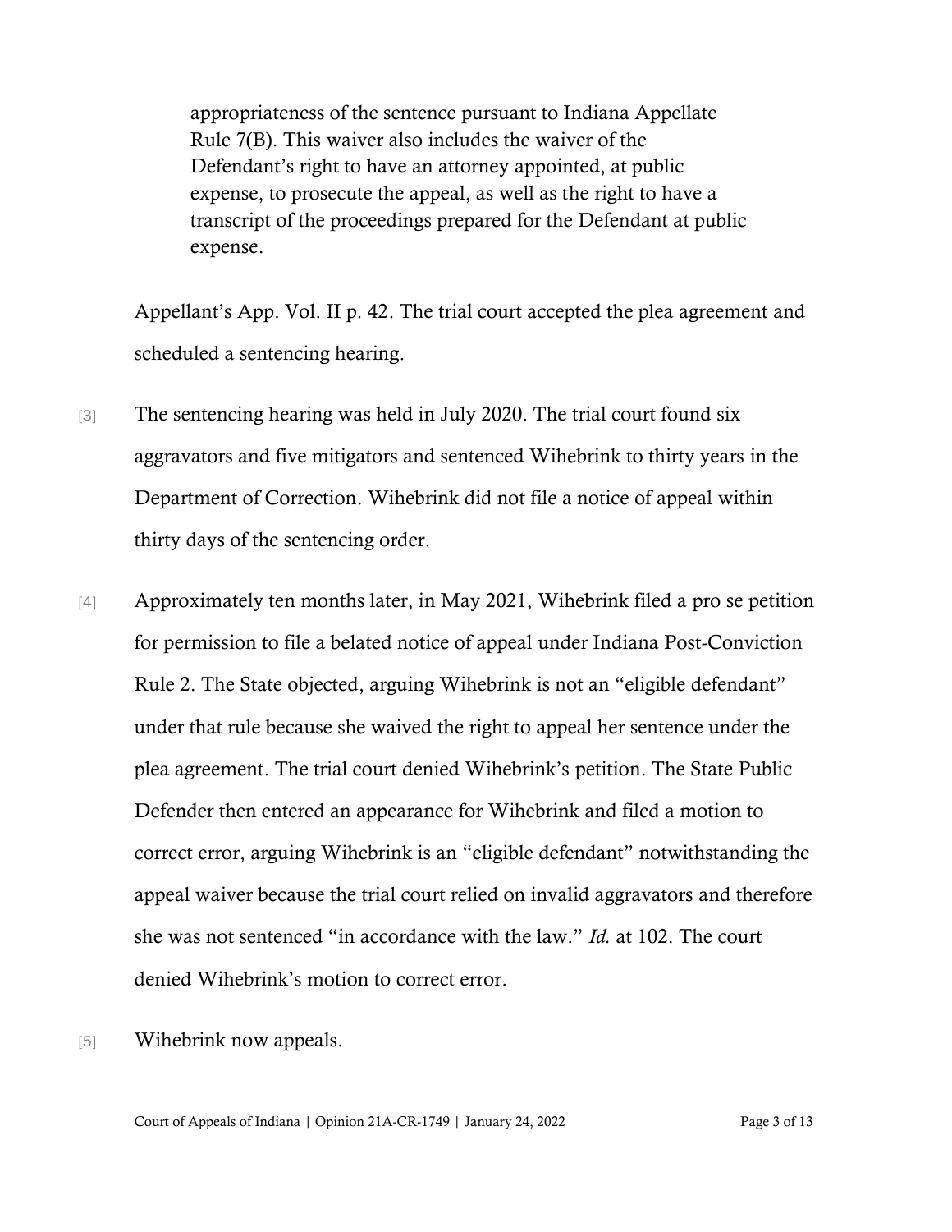> appropriateness of the sentence pursuant to Indiana Appellate Rule 7(B). This waiver also includes the waiver of the Defendant's right to have an attorney appointed, at public expense, to prosecute the appeal, as well as the right to have a transcript of the proceedings prepared for the Defendant at public expense.

Appellant's App. Vol. II p. 42. The trial court accepted the plea agreement and scheduled a sentencing hearing.

[3] The sentencing hearing was held in July 2020. The trial court found six aggravators and five mitigators and sentenced Wihebrink to thirty years in the Department of Correction. Wihebrink did not file a notice of appeal within thirty days of the sentencing order.

[4] Approximately ten months later, in May 2021, Wihebrink filed a pro se petition for permission to file a belated notice of appeal under Indiana Post-Conviction Rule 2. The State objected, arguing Wihebrink is not an "eligible defendant" under that rule because she waived the right to appeal her sentence under the plea agreement. The trial court denied Wihebrink's petition. The State Public Defender then entered an appearance for Wihebrink and filed a motion to correct error, arguing Wihebrink is an "eligible defendant" notwithstanding the appeal waiver because the trial court relied on invalid aggravators and therefore she was not sentenced "in accordance with the law." *Id.* at 102. The court denied Wihebrink's motion to correct error.

[5] Wihebrink now appeals.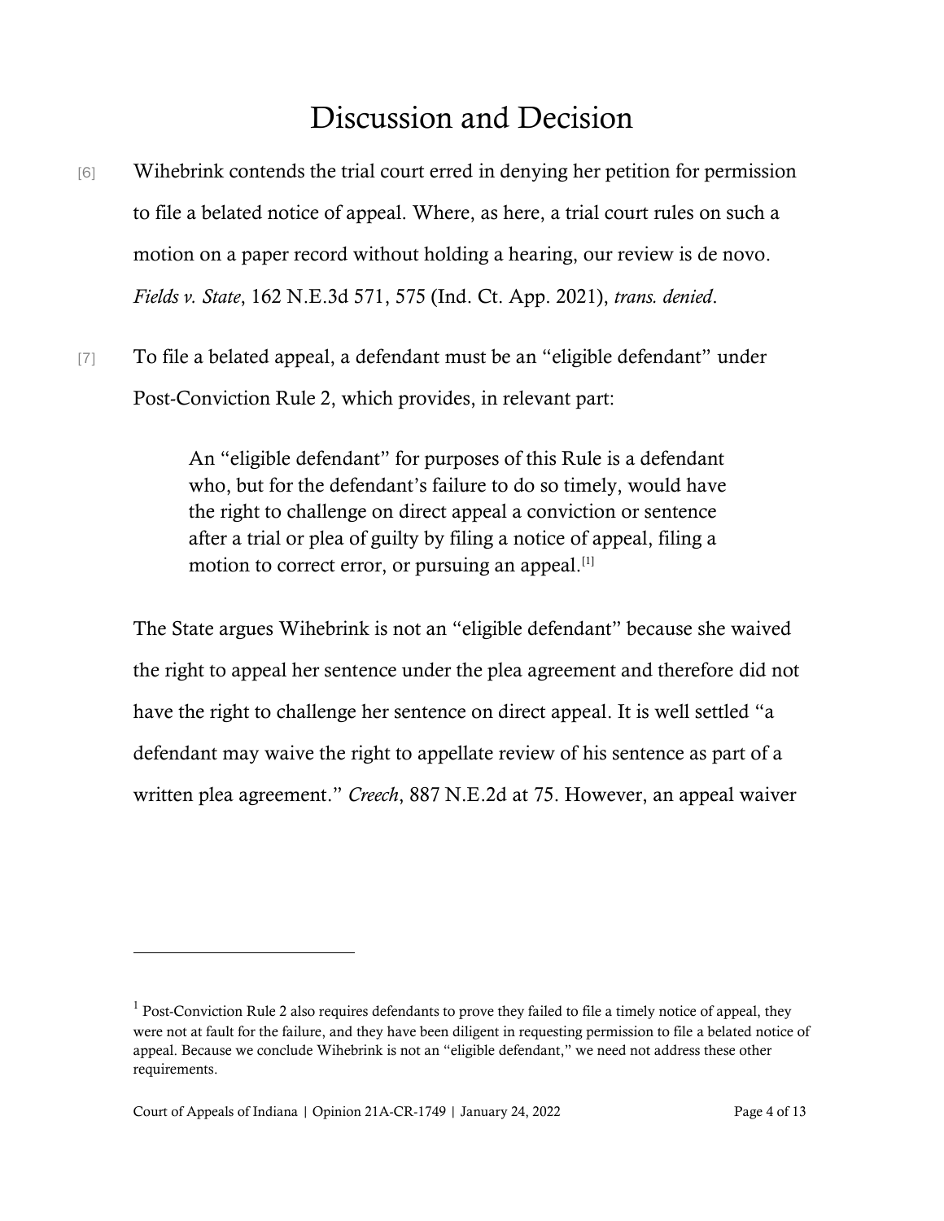# Discussion and Decision

[6] Wihebrink contends the trial court erred in denying her petition for permission to file a belated notice of appeal. Where, as here, a trial court rules on such a motion on a paper record without holding a hearing, our review is de novo. *Fields v. State*, 162 N.E.3d 571, 575 (Ind. Ct. App. 2021), *trans. denied*.

[7] To file a belated appeal, a defendant must be an "eligible defendant" under Post-Conviction Rule 2, which provides, in relevant part:

> An "eligible defendant" for purposes of this Rule is a defendant who, but for the defendant's failure to do so timely, would have the right to challenge on direct appeal a conviction or sentence after a trial or plea of guilty by filing a notice of appeal, filing a motion to correct error, or pursuing an appeal.[1]

The State argues Wihebrink is not an "eligible defendant" because she waived the right to appeal her sentence under the plea agreement and therefore did not have the right to challenge her sentence on direct appeal. It is well settled "a defendant may waive the right to appellate review of his sentence as part of a written plea agreement." *Creech*, 887 N.E.2d at 75. However, an appeal waiver

---

[1] Post-Conviction Rule 2 also requires defendants to prove they failed to file a timely notice of appeal, they were not at fault for the failure, and they have been diligent in requesting permission to file a belated notice of appeal. Because we conclude Wihebrink is not an "eligible defendant," we need not address these other requirements.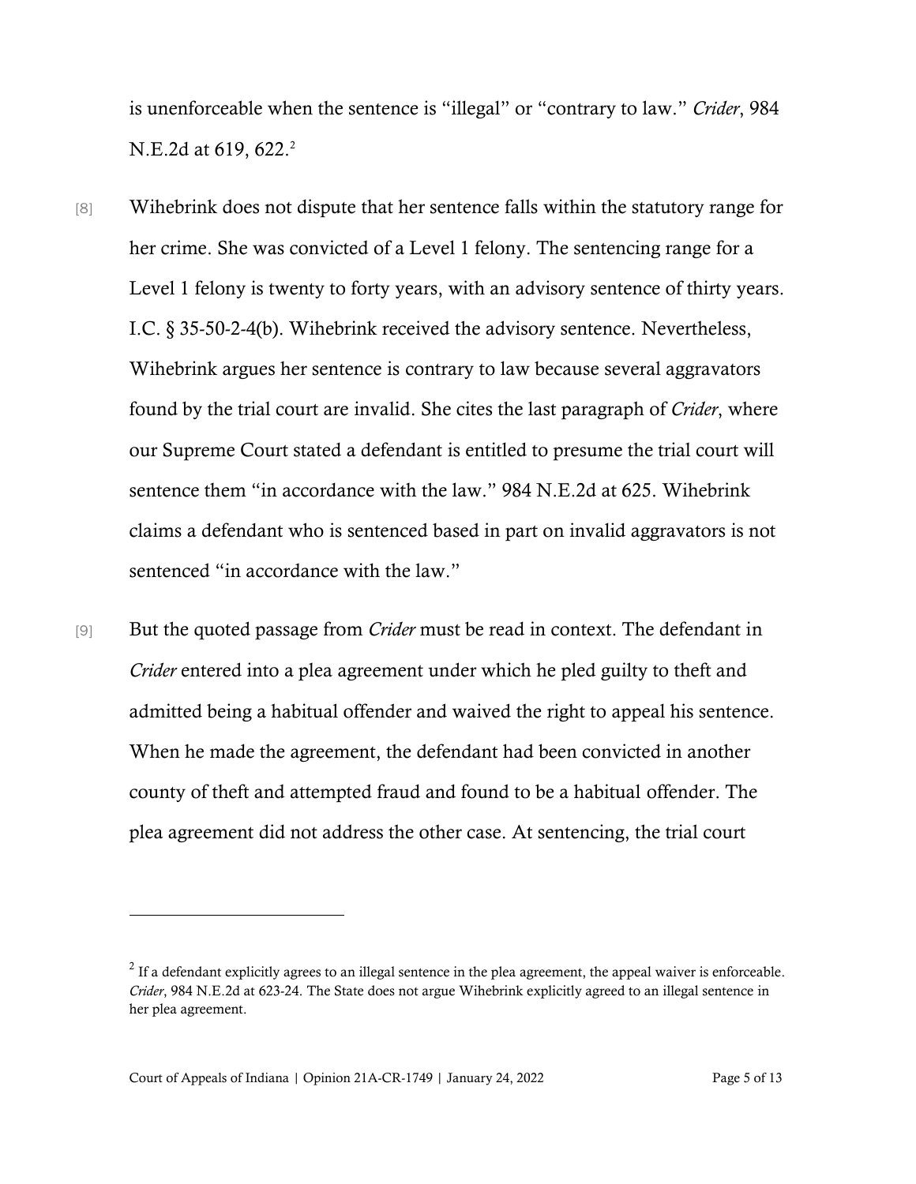is unenforceable when the sentence is "illegal" or "contrary to law." *Crider*, 984 N.E.2d at 619, 622.[2]

[8] Wihebrink does not dispute that her sentence falls within the statutory range for her crime. She was convicted of a Level 1 felony. The sentencing range for a Level 1 felony is twenty to forty years, with an advisory sentence of thirty years. I.C. § 35-50-2-4(b). Wihebrink received the advisory sentence. Nevertheless, Wihebrink argues her sentence is contrary to law because several aggravators found by the trial court are invalid. She cites the last paragraph of *Crider*, where our Supreme Court stated a defendant is entitled to presume the trial court will sentence them "in accordance with the law." 984 N.E.2d at 625. Wihebrink claims a defendant who is sentenced based in part on invalid aggravators is not sentenced "in accordance with the law."

[9] But the quoted passage from *Crider* must be read in context. The defendant in *Crider* entered into a plea agreement under which he pled guilty to theft and admitted being a habitual offender and waived the right to appeal his sentence. When he made the agreement, the defendant had been convicted in another county of theft and attempted fraud and found to be a habitual offender. The plea agreement did not address the other case. At sentencing, the trial court

---

[2] If a defendant explicitly agrees to an illegal sentence in the plea agreement, the appeal waiver is enforceable. *Crider*, 984 N.E.2d at 623-24. The State does not argue Wihebrink explicitly agreed to an illegal sentence in her plea agreement.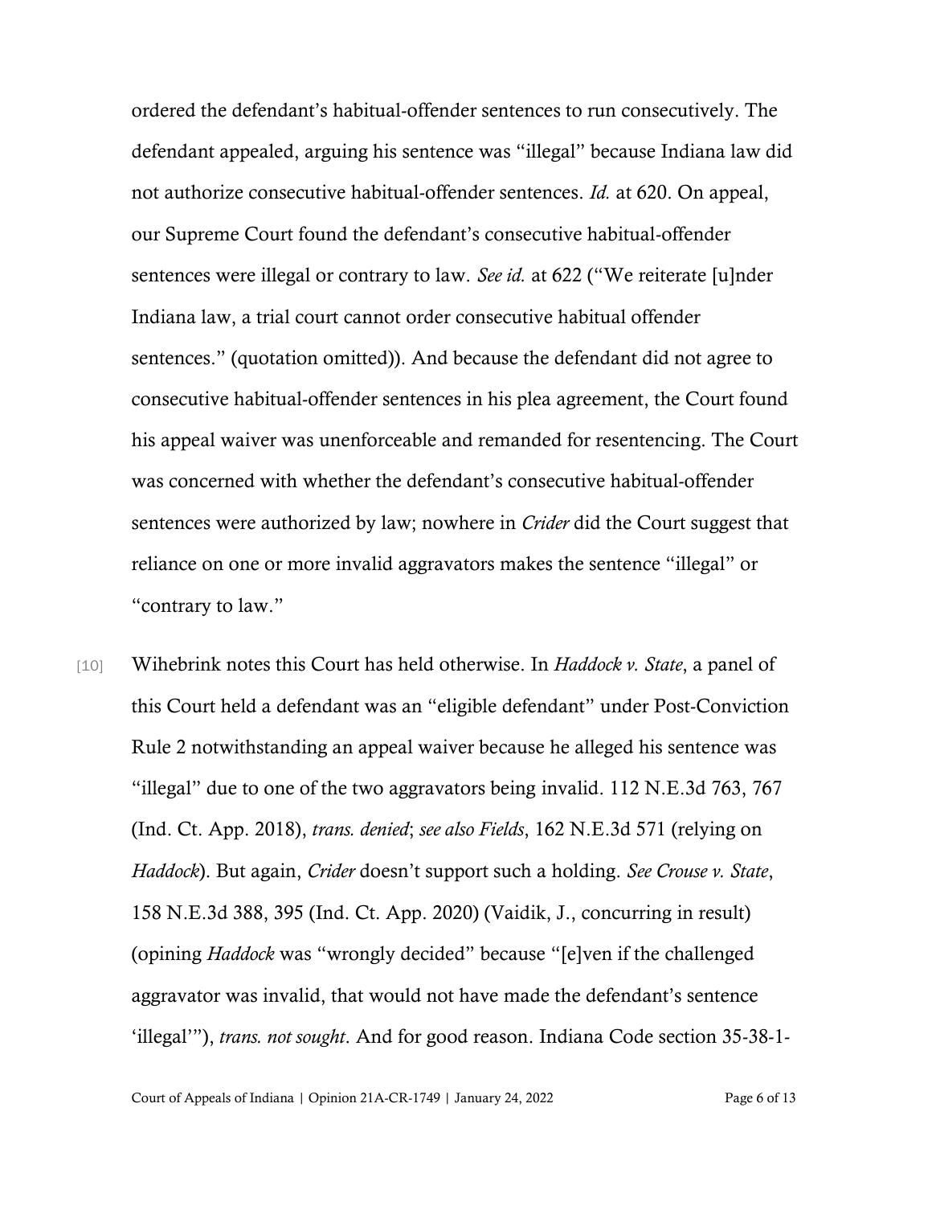ordered the defendant's habitual-offender sentences to run consecutively. The defendant appealed, arguing his sentence was "illegal" because Indiana law did not authorize consecutive habitual-offender sentences. *Id.* at 620. On appeal, our Supreme Court found the defendant's consecutive habitual-offender sentences were illegal or contrary to law. *See id.* at 622 ("We reiterate [u]nder Indiana law, a trial court cannot order consecutive habitual offender sentences." (quotation omitted)). And because the defendant did not agree to consecutive habitual-offender sentences in his plea agreement, the Court found his appeal waiver was unenforceable and remanded for resentencing. The Court was concerned with whether the defendant's consecutive habitual-offender sentences were authorized by law; nowhere in *Crider* did the Court suggest that reliance on one or more invalid aggravators makes the sentence "illegal" or "contrary to law."

[10] Wihebrink notes this Court has held otherwise. In *Haddock v. State*, a panel of this Court held a defendant was an "eligible defendant" under Post-Conviction Rule 2 notwithstanding an appeal waiver because he alleged his sentence was "illegal" due to one of the two aggravators being invalid. 112 N.E.3d 763, 767 (Ind. Ct. App. 2018), *trans. denied*; *see also Fields*, 162 N.E.3d 571 (relying on *Haddock*). But again, *Crider* doesn't support such a holding. *See Crouse v. State*, 158 N.E.3d 388, 395 (Ind. Ct. App. 2020) (Vaidik, J., concurring in result) (opining *Haddock* was "wrongly decided" because "[e]ven if the challenged aggravator was invalid, that would not have made the defendant's sentence 'illegal'"), *trans. not sought*. And for good reason. Indiana Code section 35-38-1-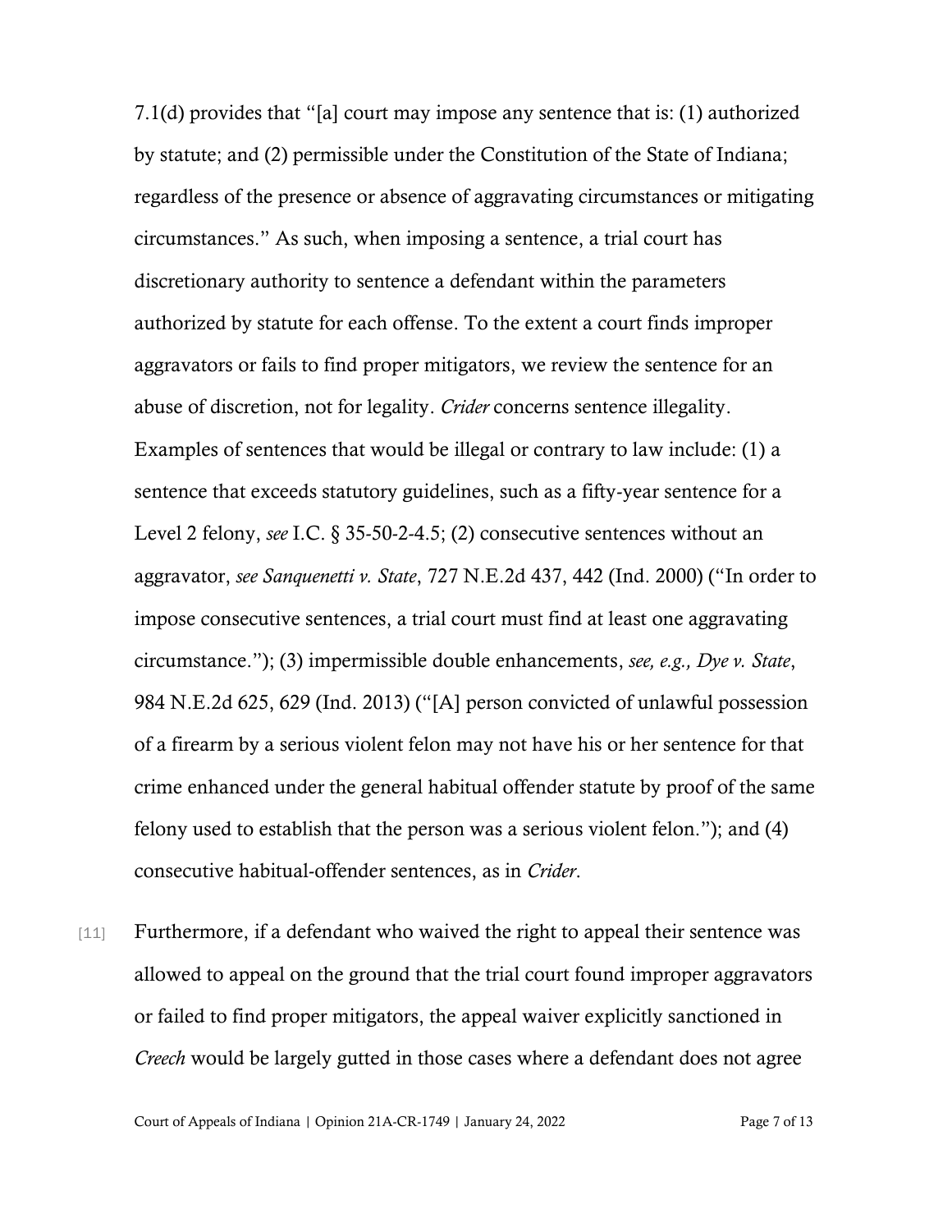7.1(d) provides that "[a] court may impose any sentence that is: (1) authorized by statute; and (2) permissible under the Constitution of the State of Indiana; regardless of the presence or absence of aggravating circumstances or mitigating circumstances." As such, when imposing a sentence, a trial court has discretionary authority to sentence a defendant within the parameters authorized by statute for each offense. To the extent a court finds improper aggravators or fails to find proper mitigators, we review the sentence for an abuse of discretion, not for legality. *Crider* concerns sentence illegality. Examples of sentences that would be illegal or contrary to law include: (1) a sentence that exceeds statutory guidelines, such as a fifty-year sentence for a Level 2 felony, *see* I.C. § 35-50-2-4.5; (2) consecutive sentences without an aggravator, *see Sanquenetti v. State*, 727 N.E.2d 437, 442 (Ind. 2000) ("In order to impose consecutive sentences, a trial court must find at least one aggravating circumstance."); (3) impermissible double enhancements, *see, e.g., Dye v. State*, 984 N.E.2d 625, 629 (Ind. 2013) ("[A] person convicted of unlawful possession of a firearm by a serious violent felon may not have his or her sentence for that crime enhanced under the general habitual offender statute by proof of the same felony used to establish that the person was a serious violent felon."); and (4) consecutive habitual-offender sentences, as in *Crider*.

[11] Furthermore, if a defendant who waived the right to appeal their sentence was allowed to appeal on the ground that the trial court found improper aggravators or failed to find proper mitigators, the appeal waiver explicitly sanctioned in *Creech* would be largely gutted in those cases where a defendant does not agree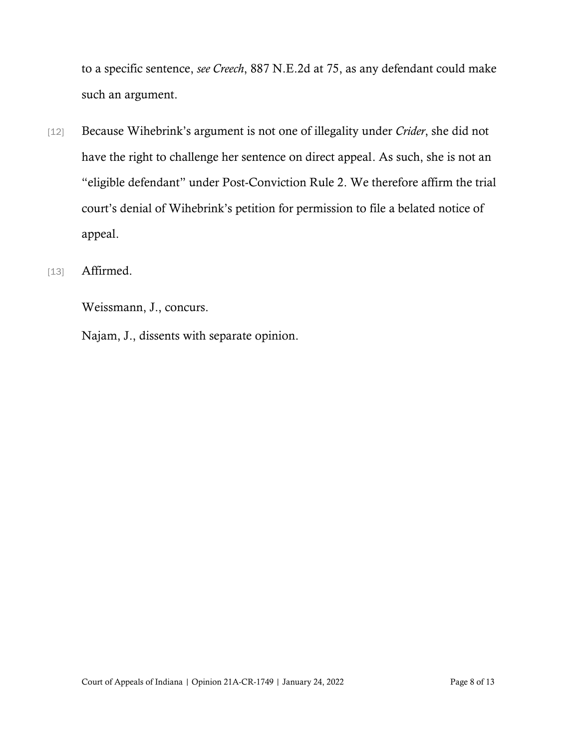to a specific sentence, *see Creech*, 887 N.E.2d at 75, as any defendant could make such an argument.

[12] Because Wihebrink's argument is not one of illegality under *Crider*, she did not have the right to challenge her sentence on direct appeal. As such, she is not an "eligible defendant" under Post-Conviction Rule 2. We therefore affirm the trial court's denial of Wihebrink's petition for permission to file a belated notice of appeal.

[13] Affirmed.

Weissmann, J., concurs.

Najam, J., dissents with separate opinion.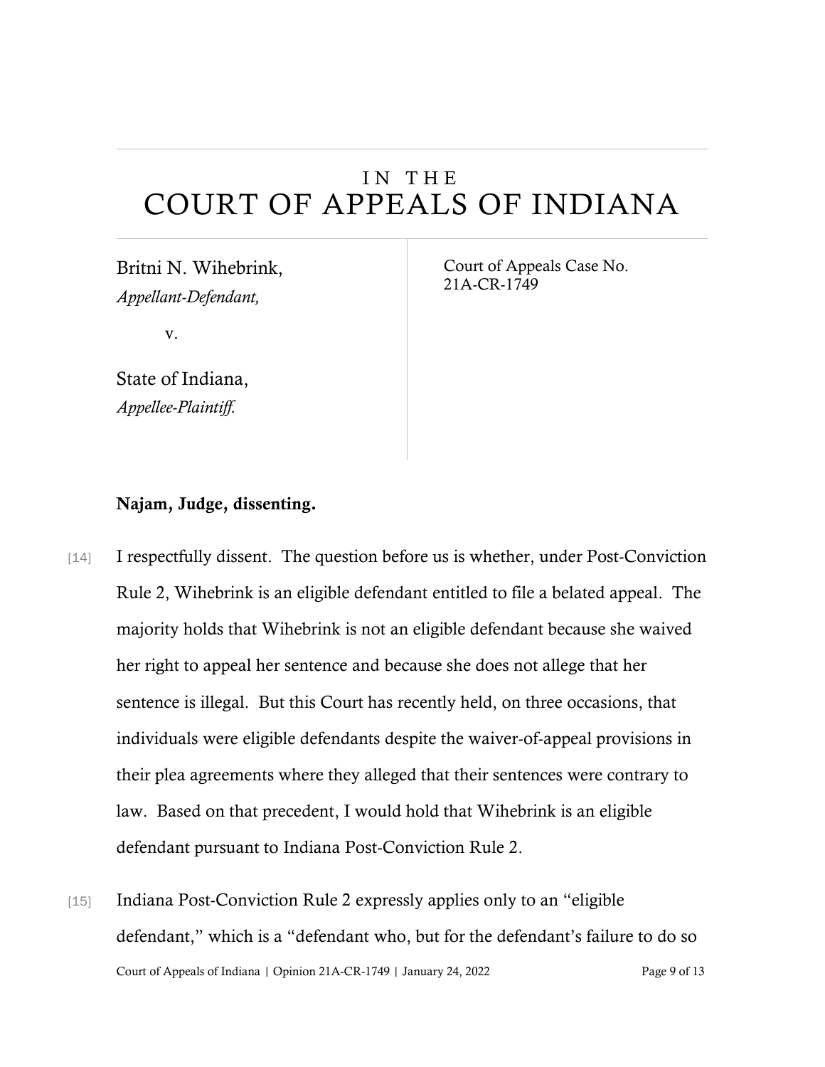# IN THE COURT OF APPEALS OF INDIANA

| Britni N. Wihebrink, *Appellant-Defendant,* v. State of Indiana, *Appellee-Plaintiff.* | Court of Appeals Case No. 21A-CR-1749 |
| --- | --- |

**Najam, Judge, dissenting.**

[14] I respectfully dissent. The question before us is whether, under Post-Conviction Rule 2, Wihebrink is an eligible defendant entitled to file a belated appeal. The majority holds that Wihebrink is not an eligible defendant because she waived her right to appeal her sentence and because she does not allege that her sentence is illegal. But this Court has recently held, on three occasions, that individuals were eligible defendants despite the waiver-of-appeal provisions in their plea agreements where they alleged that their sentences were contrary to law. Based on that precedent, I would hold that Wihebrink is an eligible defendant pursuant to Indiana Post-Conviction Rule 2.

[15] Indiana Post-Conviction Rule 2 expressly applies only to an "eligible defendant," which is a "defendant who, but for the defendant's failure to do so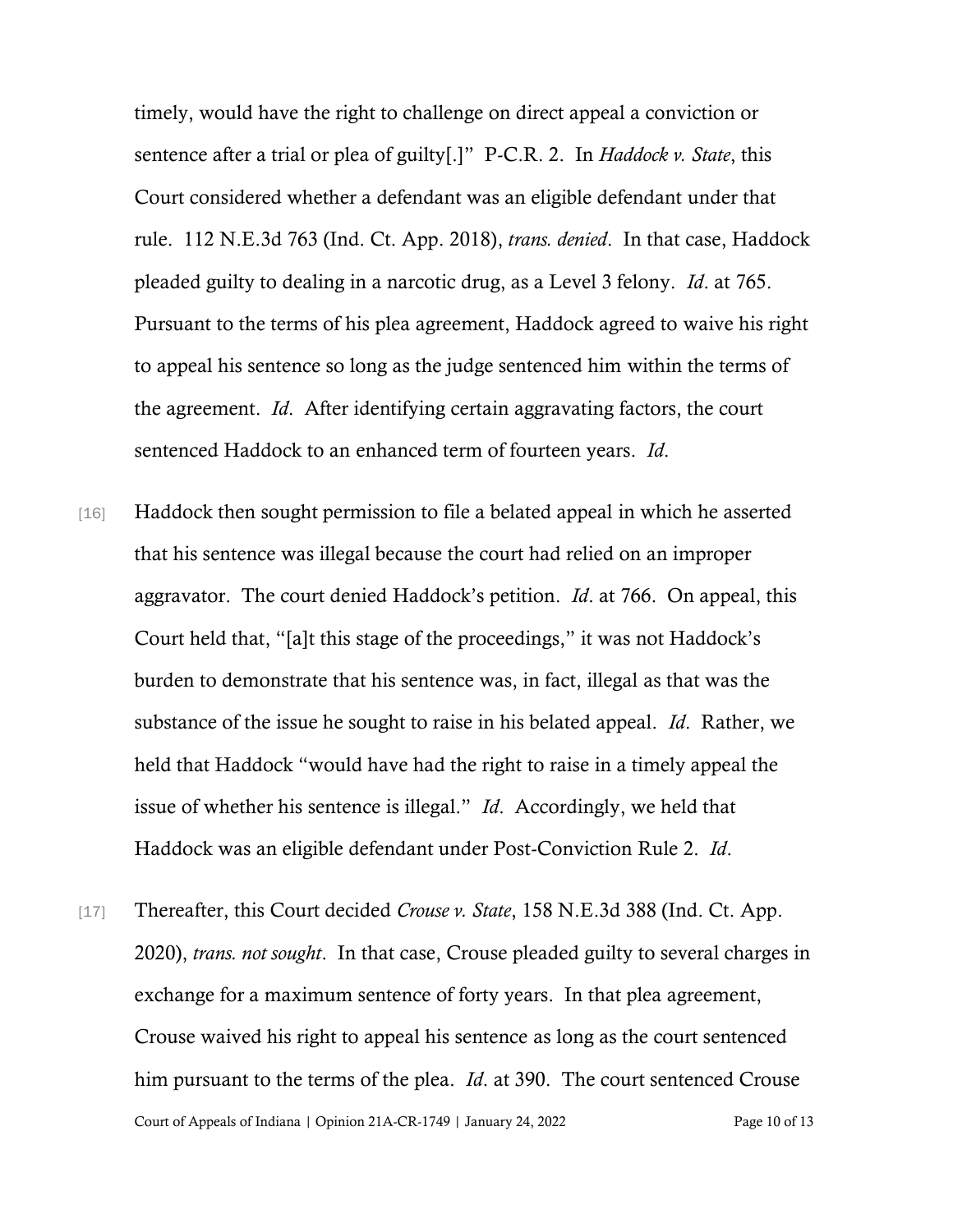timely, would have the right to challenge on direct appeal a conviction or sentence after a trial or plea of guilty[.]" P-C.R. 2. In *Haddock v. State*, this Court considered whether a defendant was an eligible defendant under that rule. 112 N.E.3d 763 (Ind. Ct. App. 2018), *trans. denied*. In that case, Haddock pleaded guilty to dealing in a narcotic drug, as a Level 3 felony. *Id*. at 765. Pursuant to the terms of his plea agreement, Haddock agreed to waive his right to appeal his sentence so long as the judge sentenced him within the terms of the agreement. *Id*. After identifying certain aggravating factors, the court sentenced Haddock to an enhanced term of fourteen years. *Id*.

[16] Haddock then sought permission to file a belated appeal in which he asserted that his sentence was illegal because the court had relied on an improper aggravator. The court denied Haddock's petition. *Id*. at 766. On appeal, this Court held that, "[a]t this stage of the proceedings," it was not Haddock's burden to demonstrate that his sentence was, in fact, illegal as that was the substance of the issue he sought to raise in his belated appeal. *Id*. Rather, we held that Haddock "would have had the right to raise in a timely appeal the issue of whether his sentence is illegal." *Id*. Accordingly, we held that Haddock was an eligible defendant under Post-Conviction Rule 2. *Id*.

[17] Thereafter, this Court decided *Crouse v. State*, 158 N.E.3d 388 (Ind. Ct. App. 2020), *trans. not sought*. In that case, Crouse pleaded guilty to several charges in exchange for a maximum sentence of forty years. In that plea agreement, Crouse waived his right to appeal his sentence as long as the court sentenced him pursuant to the terms of the plea. *Id*. at 390. The court sentenced Crouse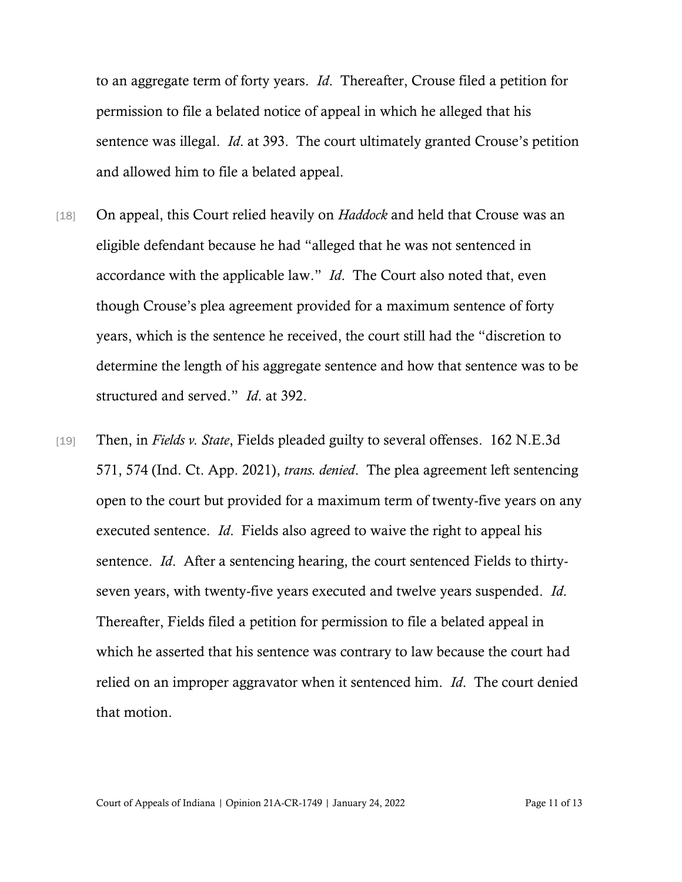to an aggregate term of forty years. *Id*. Thereafter, Crouse filed a petition for permission to file a belated notice of appeal in which he alleged that his sentence was illegal. *Id*. at 393. The court ultimately granted Crouse's petition and allowed him to file a belated appeal.

[18] On appeal, this Court relied heavily on *Haddock* and held that Crouse was an eligible defendant because he had "alleged that he was not sentenced in accordance with the applicable law." *Id*. The Court also noted that, even though Crouse's plea agreement provided for a maximum sentence of forty years, which is the sentence he received, the court still had the "discretion to determine the length of his aggregate sentence and how that sentence was to be structured and served." *Id*. at 392.

[19] Then, in *Fields v. State*, Fields pleaded guilty to several offenses. 162 N.E.3d 571, 574 (Ind. Ct. App. 2021), *trans. denied*. The plea agreement left sentencing open to the court but provided for a maximum term of twenty-five years on any executed sentence. *Id*. Fields also agreed to waive the right to appeal his sentence. *Id*. After a sentencing hearing, the court sentenced Fields to thirty-seven years, with twenty-five years executed and twelve years suspended. *Id*. Thereafter, Fields filed a petition for permission to file a belated appeal in which he asserted that his sentence was contrary to law because the court had relied on an improper aggravator when it sentenced him. *Id*. The court denied that motion.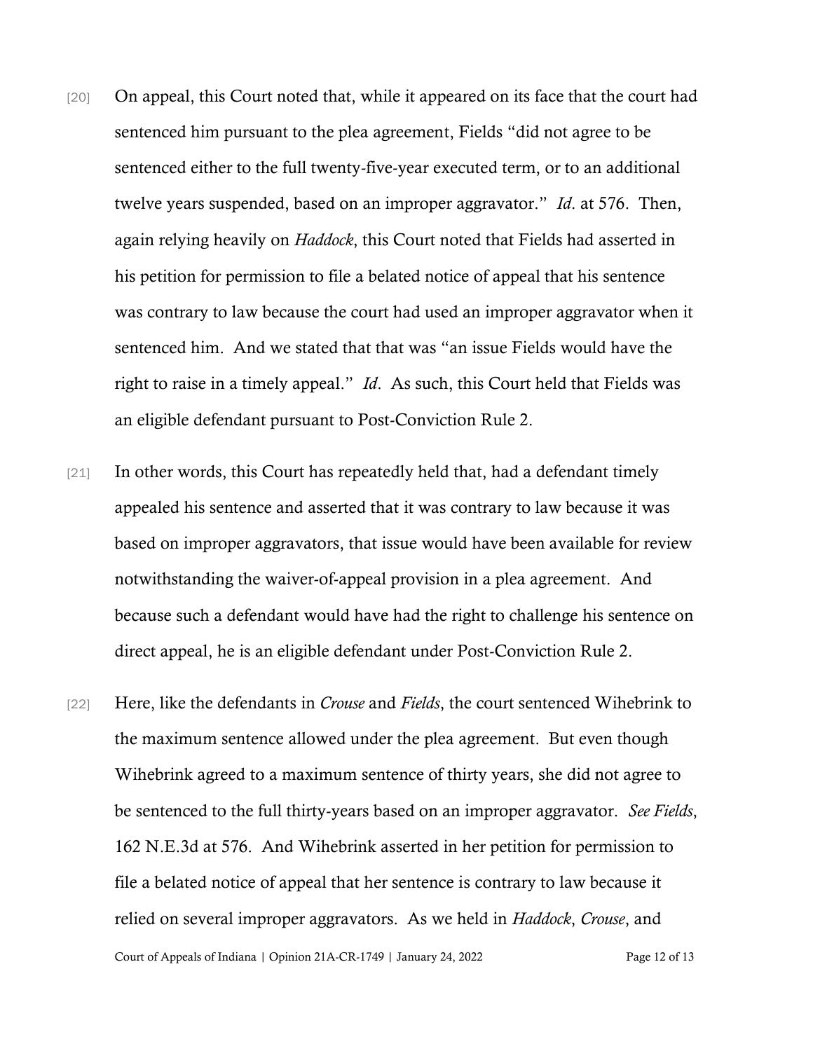[20] On appeal, this Court noted that, while it appeared on its face that the court had sentenced him pursuant to the plea agreement, Fields "did not agree to be sentenced either to the full twenty-five-year executed term, or to an additional twelve years suspended, based on an improper aggravator." *Id*. at 576. Then, again relying heavily on *Haddock*, this Court noted that Fields had asserted in his petition for permission to file a belated notice of appeal that his sentence was contrary to law because the court had used an improper aggravator when it sentenced him. And we stated that that was "an issue Fields would have the right to raise in a timely appeal." *Id*. As such, this Court held that Fields was an eligible defendant pursuant to Post-Conviction Rule 2.

[21] In other words, this Court has repeatedly held that, had a defendant timely appealed his sentence and asserted that it was contrary to law because it was based on improper aggravators, that issue would have been available for review notwithstanding the waiver-of-appeal provision in a plea agreement. And because such a defendant would have had the right to challenge his sentence on direct appeal, he is an eligible defendant under Post-Conviction Rule 2.

[22] Here, like the defendants in *Crouse* and *Fields*, the court sentenced Wihebrink to the maximum sentence allowed under the plea agreement. But even though Wihebrink agreed to a maximum sentence of thirty years, she did not agree to be sentenced to the full thirty-years based on an improper aggravator. *See Fields*, 162 N.E.3d at 576. And Wihebrink asserted in her petition for permission to file a belated notice of appeal that her sentence is contrary to law because it relied on several improper aggravators. As we held in *Haddock*, *Crouse*, and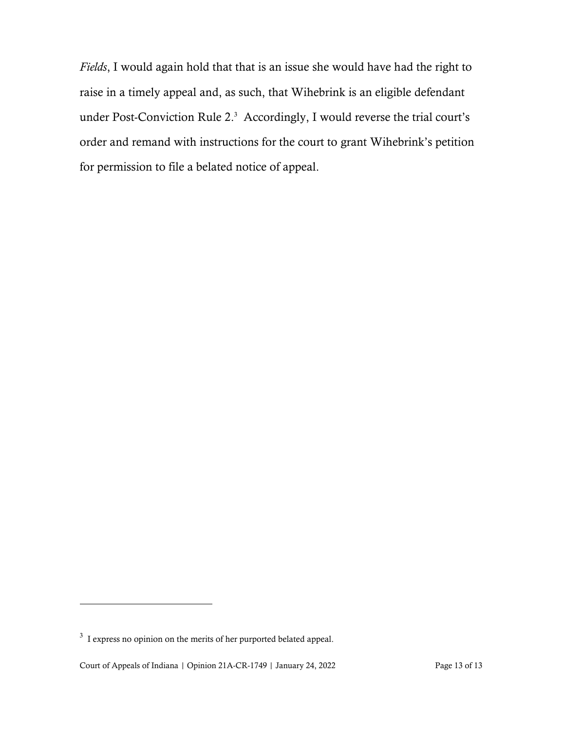*Fields*, I would again hold that that is an issue she would have had the right to raise in a timely appeal and, as such, that Wihebrink is an eligible defendant under Post-Conviction Rule 2.[3] Accordingly, I would reverse the trial court's order and remand with instructions for the court to grant Wihebrink's petition for permission to file a belated notice of appeal.

[3] I express no opinion on the merits of her purported belated appeal.